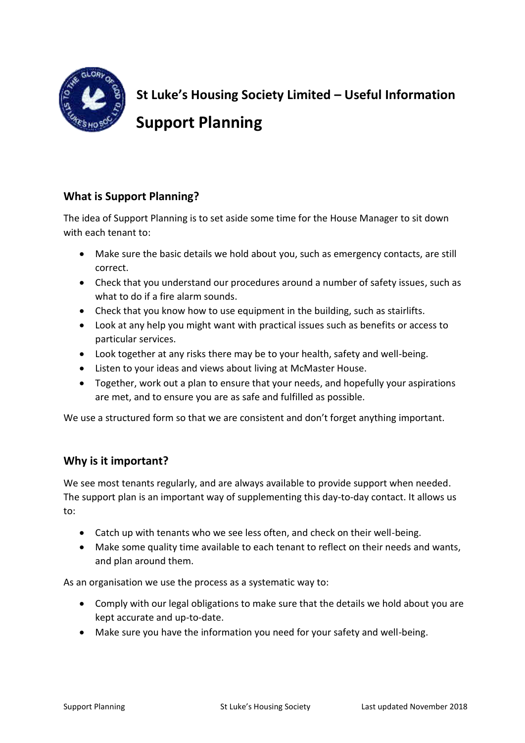**St Luke's Housing Society Limited – Useful Information**

# Support Planning

## What is Support Planning?

The idea of Support Planning is to set aside some time for the House Manager to sit down with each tenant to:

- Make sure the basic details we hold about you, such as emergency contacts, are still correct.
- Check that you understand our procedures around a number of safety issues, such as what to do if a fire alarm sounds.
- Check that you know how to use equipment in the building, such as stairlifts.
- Look at any help you might want with practical issues such as benefits or access to particular services.
- Look together at any risks there may be to your health, safety and well-being.
- Listen to your ideas and views about living at McMaster House.
- Together, work out a plan to ensure that your needs, and hopefully your aspirations are met, and to ensure you are as safe and fulfilled as possible.

We use a structured form so that we are consistent and don't forget anything important.

## Why is it important?

We see most tenants regularly, and are always available to provide support when needed. The support plan is an important way of supplementing this day-to-day contact. It allows us to:

- Catch up with tenants who we see less often, and check on their well-being.
- Make some quality time available to each tenant to reflect on their needs and wants, and plan around them.

As an organisation we use the process as a systematic way to:

- Comply with our legal obligations to make sure that the details we hold about you are kept accurate and up-to-date.
- Make sure you have the information you need for your safety and well-being.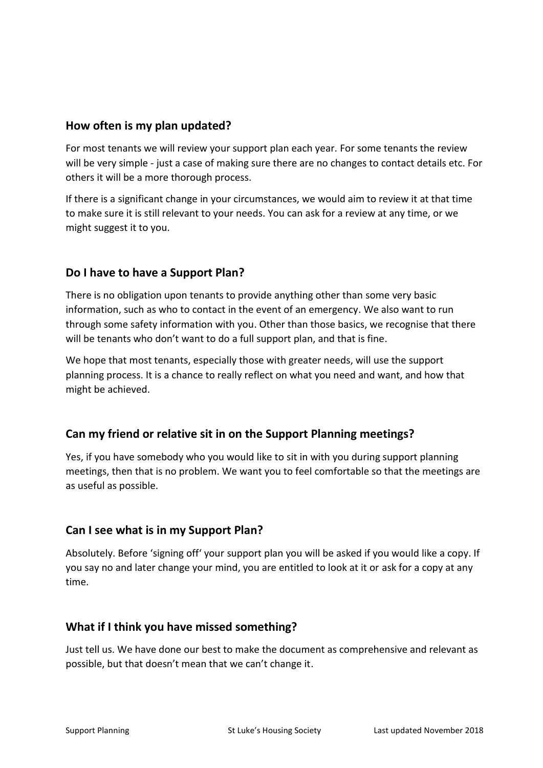## How often is my plan updated?

For most tenants we will review your support plan each year. For some tenants the review will be very simple - just a case of making sure there are no changes to contact details etc. For others it will be a more thorough process.

If there is a significant change in your circumstances, we would aim to review it at that time to make sure it is still relevant to your needs. You can ask for a review at any time, or we might suggest it to you.

## Do I have to have a Support Plan?

There is no obligation upon tenants to provide anything other than some very basic information, such as who to contact in the event of an emergency. We also want to run through some safety information with you. Other than those basics, we recognise that there will be tenants who don't want to do a full support plan, and that is fine.

We hope that most tenants, especially those with greater needs, will use the support planning process. It is a chance to really reflect on what you need and want, and how that might be achieved.

## Can my friend or relative sit in on the Support Planning meetings?

Yes, if you have somebody who you would like to sit in with you during support planning meetings, then that is no problem. We want you to feel comfortable so that the meetings are as useful as possible.

## Can I see what is in my Support Plan?

Absolutely. Before 'signing off' your support plan you will be asked if you would like a copy. If you say no and later change your mind, you are entitled to look at it or ask for a copy at any time.

## What if I think you have missed something?

Just tell us. We have done our best to make the document as comprehensive and relevant as possible, but that doesn't mean that we can't change it.